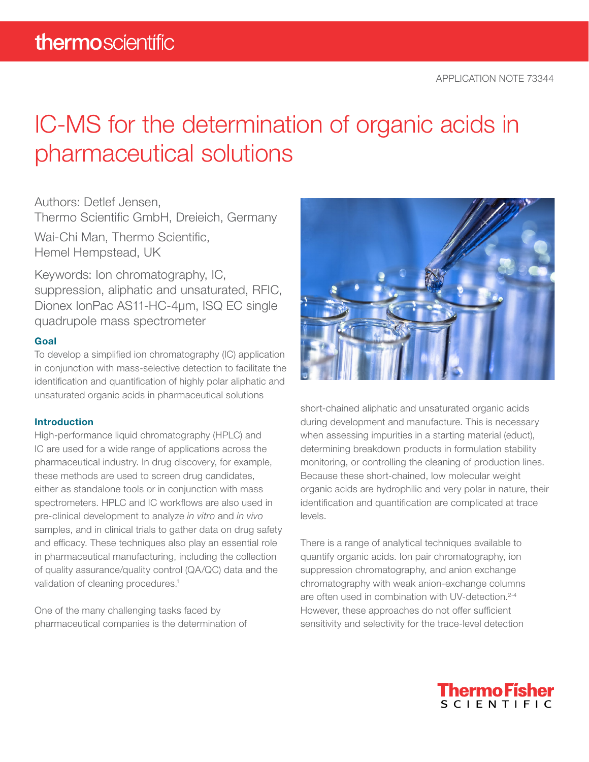APPLICATION NOTE 73344

# IC-MS for the determination of organic acids in pharmaceutical solutions

Authors: Detlef Jensen,
Thermo Scientific GmbH, Dreieich, Germany

Wai-Chi Man, Thermo Scientific,
Hemel Hempstead, UK

Keywords: Ion chromatography, IC, suppression, aliphatic and unsaturated, RFIC, Dionex IonPac AS11-HC-4µm, ISQ EC single quadrupole mass spectrometer

### Goal

To develop a simplified ion chromatography (IC) application in conjunction with mass-selective detection to facilitate the identification and quantification of highly polar aliphatic and unsaturated organic acids in pharmaceutical solutions

### Introduction

High-performance liquid chromatography (HPLC) and IC are used for a wide range of applications across the pharmaceutical industry. In drug discovery, for example, these methods are used to screen drug candidates, either as standalone tools or in conjunction with mass spectrometers. HPLC and IC workflows are also used in pre-clinical development to analyze *in vitro* and *in vivo* samples, and in clinical trials to gather data on drug safety and efficacy. These techniques also play an essential role in pharmaceutical manufacturing, including the collection of quality assurance/quality control (QA/QC) data and the validation of cleaning procedures.[1]

One of the many challenging tasks faced by pharmaceutical companies is the determination of short-chained aliphatic and unsaturated organic acids during development and manufacture. This is necessary when assessing impurities in a starting material (educt), determining breakdown products in formulation stability monitoring, or controlling the cleaning of production lines. Because these short-chained, low molecular weight organic acids are hydrophilic and very polar in nature, their identification and quantification are complicated at trace levels.

There is a range of analytical techniques available to quantify organic acids. Ion pair chromatography, ion suppression chromatography, and anion exchange chromatography with weak anion-exchange columns are often used in combination with UV-detection.[2-4] However, these approaches do not offer sufficient sensitivity and selectivity for the trace-level detection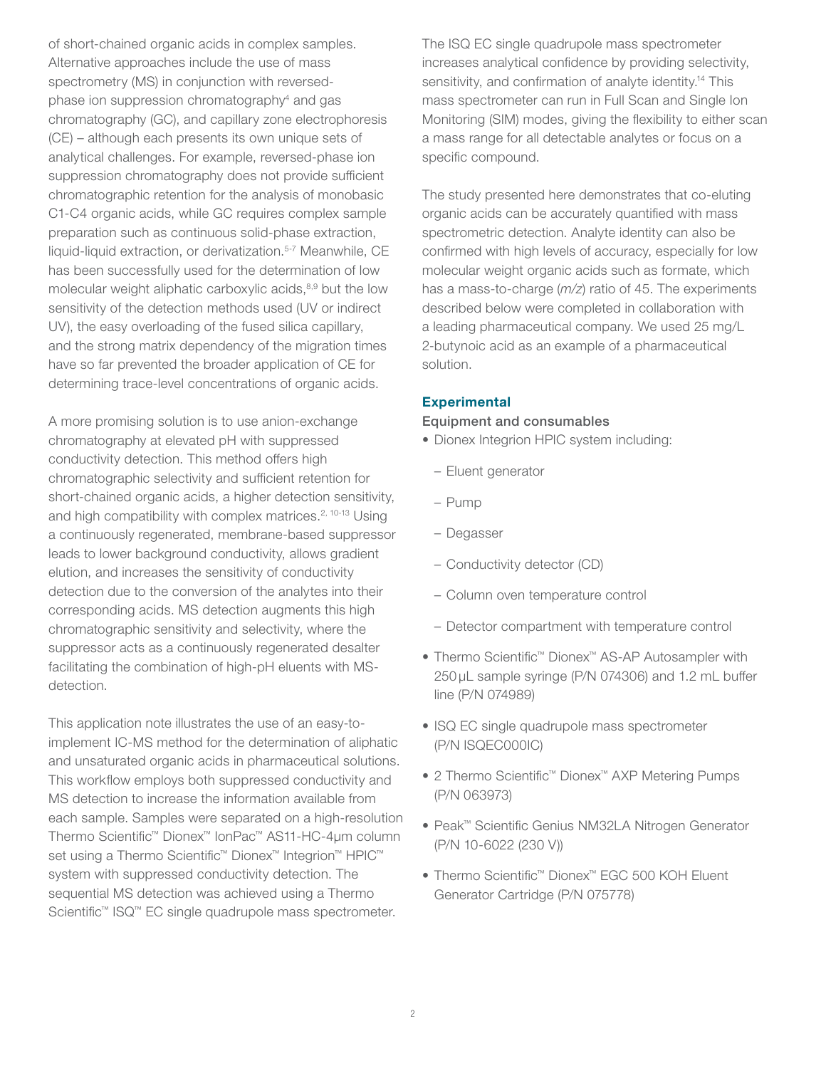of short-chained organic acids in complex samples. Alternative approaches include the use of mass spectrometry (MS) in conjunction with reversed-phase ion suppression chromatography[4] and gas chromatography (GC), and capillary zone electrophoresis (CE) – although each presents its own unique sets of analytical challenges. For example, reversed-phase ion suppression chromatography does not provide sufficient chromatographic retention for the analysis of monobasic C1-C4 organic acids, while GC requires complex sample preparation such as continuous solid-phase extraction, liquid-liquid extraction, or derivatization.[5-7] Meanwhile, CE has been successfully used for the determination of low molecular weight aliphatic carboxylic acids,[8,9] but the low sensitivity of the detection methods used (UV or indirect UV), the easy overloading of the fused silica capillary, and the strong matrix dependency of the migration times have so far prevented the broader application of CE for determining trace-level concentrations of organic acids.

A more promising solution is to use anion-exchange chromatography at elevated pH with suppressed conductivity detection. This method offers high chromatographic selectivity and sufficient retention for short-chained organic acids, a higher detection sensitivity, and high compatibility with complex matrices.[2, 10-13] Using a continuously regenerated, membrane-based suppressor leads to lower background conductivity, allows gradient elution, and increases the sensitivity of conductivity detection due to the conversion of the analytes into their corresponding acids. MS detection augments this high chromatographic sensitivity and selectivity, where the suppressor acts as a continuously regenerated desalter facilitating the combination of high-pH eluents with MS-detection.

This application note illustrates the use of an easy-to-implement IC-MS method for the determination of aliphatic and unsaturated organic acids in pharmaceutical solutions. This workflow employs both suppressed conductivity and MS detection to increase the information available from each sample. Samples were separated on a high-resolution Thermo Scientific™ Dionex™ IonPac™ AS11-HC-4µm column set using a Thermo Scientific™ Dionex™ Integrion™ HPIC™ system with suppressed conductivity detection. The sequential MS detection was achieved using a Thermo Scientific™ ISQ™ EC single quadrupole mass spectrometer.

The ISQ EC single quadrupole mass spectrometer increases analytical confidence by providing selectivity, sensitivity, and confirmation of analyte identity.[14] This mass spectrometer can run in Full Scan and Single Ion Monitoring (SIM) modes, giving the flexibility to either scan a mass range for all detectable analytes or focus on a specific compound.

The study presented here demonstrates that co-eluting organic acids can be accurately quantified with mass spectrometric detection. Analyte identity can also be confirmed with high levels of accuracy, especially for low molecular weight organic acids such as formate, which has a mass-to-charge (*m/z*) ratio of 45. The experiments described below were completed in collaboration with a leading pharmaceutical company. We used 25 mg/L 2-butynoic acid as an example of a pharmaceutical solution.

## Experimental

### Equipment and consumables

- Dionex Integrion HPIC system including:
  - Eluent generator
  - Pump
  - Degasser
  - Conductivity detector (CD)
  - Column oven temperature control
  - Detector compartment with temperature control
- Thermo Scientific™ Dionex™ AS-AP Autosampler with 250 µL sample syringe (P/N 074306) and 1.2 mL buffer line (P/N 074989)
- ISQ EC single quadrupole mass spectrometer (P/N ISQEC000IC)
- 2 Thermo Scientific™ Dionex™ AXP Metering Pumps (P/N 063973)
- Peak™ Scientific Genius NM32LA Nitrogen Generator (P/N 10-6022 (230 V))
- Thermo Scientific™ Dionex™ EGC 500 KOH Eluent Generator Cartridge (P/N 075778)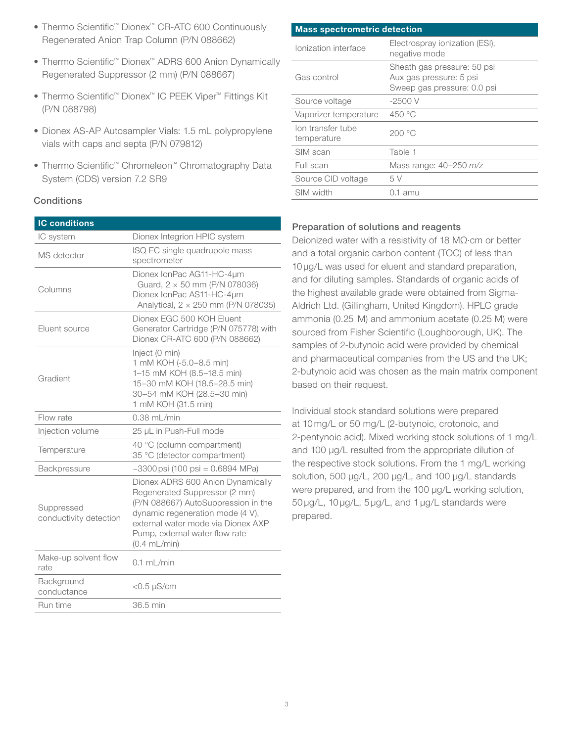- Thermo Scientific™ Dionex™ CR-ATC 600 Continuously Regenerated Anion Trap Column (P/N 088662)
- Thermo Scientific™ Dionex™ ADRS 600 Anion Dynamically Regenerated Suppressor (2 mm) (P/N 088667)
- Thermo Scientific™ Dionex™ IC PEEK Viper™ Fittings Kit (P/N 088798)
- Dionex AS-AP Autosampler Vials: 1.5 mL polypropylene vials with caps and septa (P/N 079812)
- Thermo Scientific™ Chromeleon™ Chromatography Data System (CDS) version 7.2 SR9

### Conditions

| IC conditions | |
|---|---|
| IC system | Dionex Integrion HPIC system |
| MS detector | ISQ EC single quadrupole mass spectrometer |
| Columns | Dionex IonPac AG11-HC-4µm Guard, 2 × 50 mm (P/N 078036)<br>Dionex IonPac AS11-HC-4µm Analytical, 2 × 250 mm (P/N 078035) |
| Eluent source | Dionex EGC 500 KOH Eluent Generator Cartridge (P/N 075778) with Dionex CR-ATC 600 (P/N 088662) |
| Gradient | Inject (0 min)<br>1 mM KOH (-5.0–8.5 min)<br>1–15 mM KOH (8.5–18.5 min)<br>15–30 mM KOH (18.5–28.5 min)<br>30–54 mM KOH (28.5–30 min)<br>1 mM KOH (31.5 min) |
| Flow rate | 0.38 mL/min |
| Injection volume | 25 µL in Push-Full mode |
| Temperature | 40 °C (column compartment)<br>35 °C (detector compartment) |
| Backpressure | ~3300 psi (100 psi = 0.6894 MPa) |
| Suppressed conductivity detection | Dionex ADRS 600 Anion Dynamically Regenerated Suppressor (2 mm) (P/N 088667) AutoSuppression in the dynamic regeneration mode (4 V), external water mode via Dionex AXP Pump, external water flow rate (0.4 mL/min) |
| Make-up solvent flow rate | 0.1 mL/min |
| Background conductance | <0.5 µS/cm |
| Run time | 36.5 min |

| Mass spectrometric detection | |
|---|---|
| Ionization interface | Electrospray ionization (ESI), negative mode |
| Gas control | Sheath gas pressure: 50 psi<br>Aux gas pressure: 5 psi<br>Sweep gas pressure: 0.0 psi |
| Source voltage | -2500 V |
| Vaporizer temperature | 450 °C |
| Ion transfer tube temperature | 200 °C |
| SIM scan | Table 1 |
| Full scan | Mass range: 40–250 *m/z* |
| Source CID voltage | 5 V |
| SIM width | 0.1 amu |

### Preparation of solutions and reagents

Deionized water with a resistivity of 18 MΩ·cm or better and a total organic carbon content (TOC) of less than 10 µg/L was used for eluent and standard preparation, and for diluting samples. Standards of organic acids of the highest available grade were obtained from Sigma-Aldrich Ltd. (Gillingham, United Kingdom). HPLC grade ammonia (0.25 M) and ammonium acetate (0.25 M) were sourced from Fisher Scientific (Loughborough, UK). The samples of 2-butynoic acid were provided by chemical and pharmaceutical companies from the US and the UK; 2-butynoic acid was chosen as the main matrix component based on their request.

Individual stock standard solutions were prepared at 10 mg/L or 50 mg/L (2-butynoic, crotonoic, and 2-pentynoic acid). Mixed working stock solutions of 1 mg/L and 100 µg/L resulted from the appropriate dilution of the respective stock solutions. From the 1 mg/L working solution, 500 µg/L, 200 µg/L, and 100 µg/L standards were prepared, and from the 100 µg/L working solution, 50 µg/L, 10 µg/L, 5 µg/L, and 1 µg/L standards were prepared.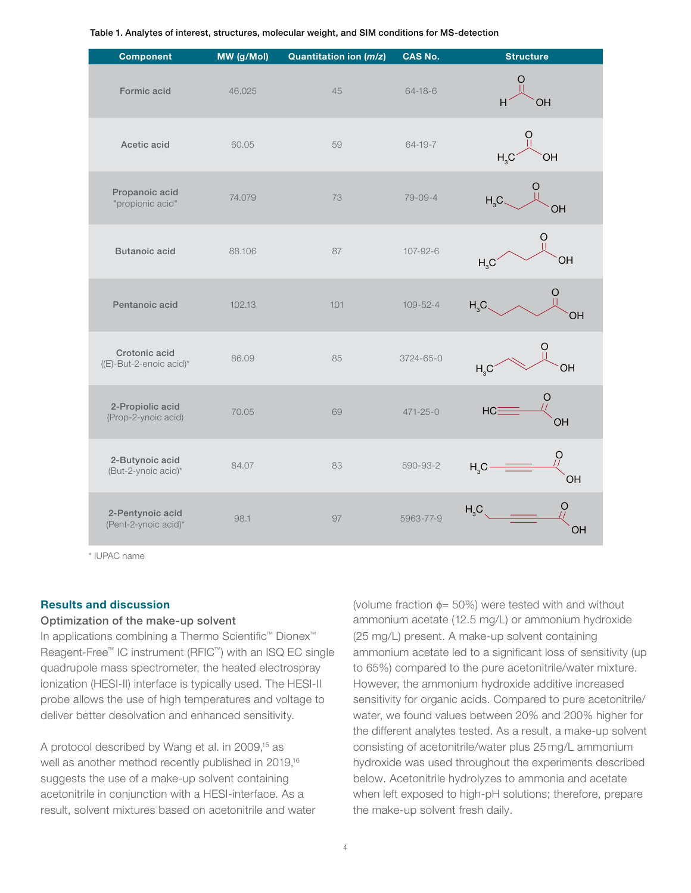**Table 1. Analytes of interest, structures, molecular weight, and SIM conditions for MS-detection**

| Component | MW (g/Mol) | Quantitation ion (*m/z*) | CAS No. | Structure |
|---|---|---|---|---|
| **Formic acid** | 46.025 | 45 | 64-18-6 | $HCOOH$ |
| **Acetic acid** | 60.05 | 59 | 64-19-7 | $CH_3COOH$ |
| **Propanoic acid** "propionic acid" | 74.079 | 73 | 79-09-4 | $CH_3CH_2COOH$ |
| **Butanoic acid** | 88.106 | 87 | 107-92-6 | $CH_3(CH_2)_2COOH$ |
| **Pentanoic acid** | 102.13 | 101 | 109-52-4 | $CH_3(CH_2)_3COOH$ |
| **Crotonic acid** ((E)-But-2-enoic acid)* | 86.09 | 85 | 3724-65-0 | $CH_3CH{=}CHCOOH$ |
| **2-Propiolic acid** (Prop-2-ynoic acid) | 70.05 | 69 | 471-25-0 | $HC{\equiv}CCOOH$ |
| **2-Butynoic acid** (But-2-ynoic acid)* | 84.07 | 83 | 590-93-2 | $CH_3C{\equiv}CCOOH$ |
| **2-Pentynoic acid** (Pent-2-ynoic acid)* | 98.1 | 97 | 5963-77-9 | $CH_3CH_2C{\equiv}CCOOH$ |

\* IUPAC name

## Results and discussion

### Optimization of the make-up solvent

In applications combining a Thermo Scientific™ Dionex™ Reagent-Free™ IC instrument (RFIC™) with an ISQ EC single quadrupole mass spectrometer, the heated electrospray ionization (HESI-II) interface is typically used. The HESI-II probe allows the use of high temperatures and voltage to deliver better desolvation and enhanced sensitivity.

A protocol described by Wang et al. in 2009,[15] as well as another method recently published in 2019,[16] suggests the use of a make-up solvent containing acetonitrile in conjunction with a HESI-interface. As a result, solvent mixtures based on acetonitrile and water (volume fraction $\phi$= 50%) were tested with and without ammonium acetate (12.5 mg/L) or ammonium hydroxide (25 mg/L) present. A make-up solvent containing ammonium acetate led to a significant loss of sensitivity (up to 65%) compared to the pure acetonitrile/water mixture. However, the ammonium hydroxide additive increased sensitivity for organic acids. Compared to pure acetonitrile/water, we found values between 20% and 200% higher for the different analytes tested. As a result, a make-up solvent consisting of acetonitrile/water plus 25 mg/L ammonium hydroxide was used throughout the experiments described below. Acetonitrile hydrolyzes to ammonia and acetate when left exposed to high-pH solutions; therefore, prepare the make-up solvent fresh daily.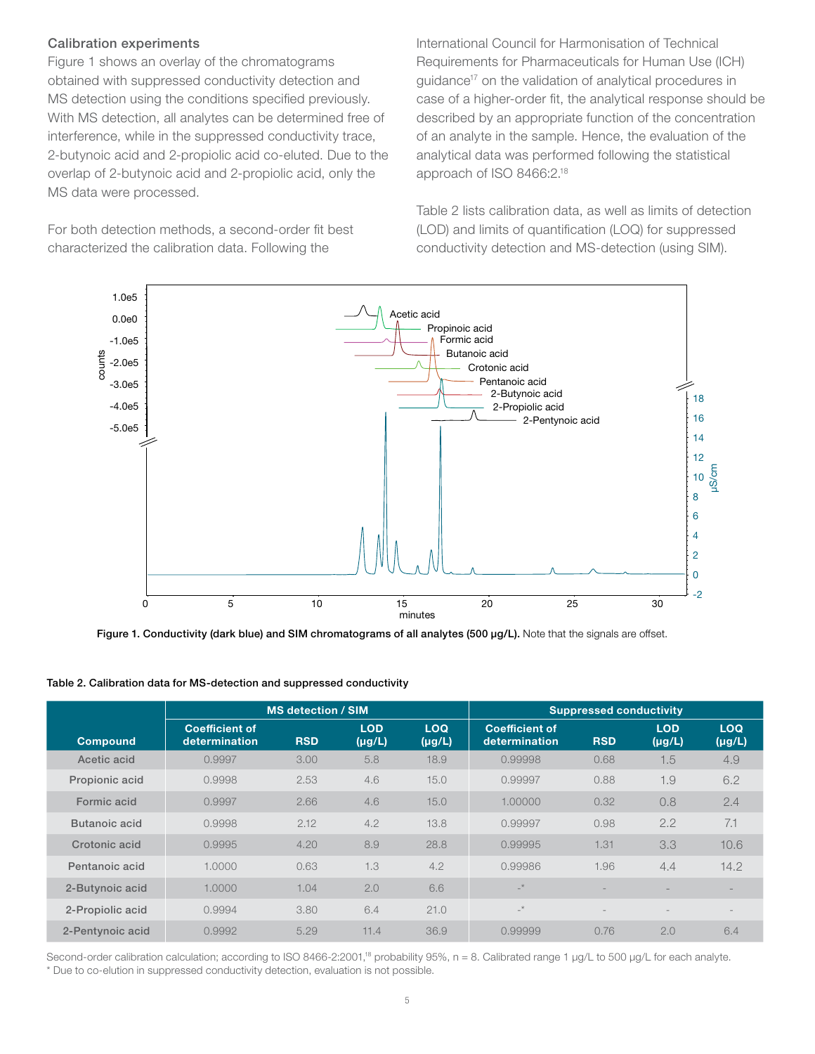### Calibration experiments

Figure 1 shows an overlay of the chromatograms obtained with suppressed conductivity detection and MS detection using the conditions specified previously. With MS detection, all analytes can be determined free of interference, while in the suppressed conductivity trace, 2-butynoic acid and 2-propiolic acid co-eluted. Due to the overlap of 2-butynoic acid and 2-propiolic acid, only the MS data were processed.

For both detection methods, a second-order fit best characterized the calibration data. Following the International Council for Harmonisation of Technical Requirements for Pharmaceuticals for Human Use (ICH) guidance[17] on the validation of analytical procedures in case of a higher-order fit, the analytical response should be described by an appropriate function of the concentration of an analyte in the sample. Hence, the evaluation of the analytical data was performed following the statistical approach of ISO 8466:2.[18]

Table 2 lists calibration data, as well as limits of detection (LOD) and limits of quantification (LOQ) for suppressed conductivity detection and MS-detection (using SIM).

**Figure 1. Conductivity (dark blue) and SIM chromatograms of all analytes (500 µg/L).** Note that the signals are offset.

**Table 2. Calibration data for MS-detection and suppressed conductivity**

| | MS detection / SIM | | | | Suppressed conductivity | | | |
|---|---|---|---|---|---|---|---|---|
| Compound | Coefficient of determination | RSD | LOD (µg/L) | LOQ (µg/L) | Coefficient of determination | RSD | LOD (µg/L) | LOQ (µg/L) |
| Acetic acid | 0.9997 | 3.00 | 5.8 | 18.9 | 0.99998 | 0.68 | 1.5 | 4.9 |
| Propionic acid | 0.9998 | 2.53 | 4.6 | 15.0 | 0.99997 | 0.88 | 1.9 | 6.2 |
| Formic acid | 0.9997 | 2.66 | 4.6 | 15.0 | 1.00000 | 0.32 | 0.8 | 2.4 |
| Butanoic acid | 0.9998 | 2.12 | 4.2 | 13.8 | 0.99997 | 0.98 | 2.2 | 7.1 |
| Crotonic acid | 0.9995 | 4.20 | 8.9 | 28.8 | 0.99995 | 1.31 | 3.3 | 10.6 |
| Pentanoic acid | 1.0000 | 0.63 | 1.3 | 4.2 | 0.99986 | 1.96 | 4.4 | 14.2 |
| 2-Butynoic acid | 1.0000 | 1.04 | 2.0 | 6.6 | -* | - | - | - |
| 2-Propiolic acid | 0.9994 | 3.80 | 6.4 | 21.0 | -* | - | - | - |
| 2-Pentynoic acid | 0.9992 | 5.29 | 11.4 | 36.9 | 0.99999 | 0.76 | 2.0 | 6.4 |

Second-order calibration calculation; according to ISO 8466-2:2001,[18] probability 95%, n = 8. Calibrated range 1 µg/L to 500 µg/L for each analyte.
* Due to co-elution in suppressed conductivity detection, evaluation is not possible.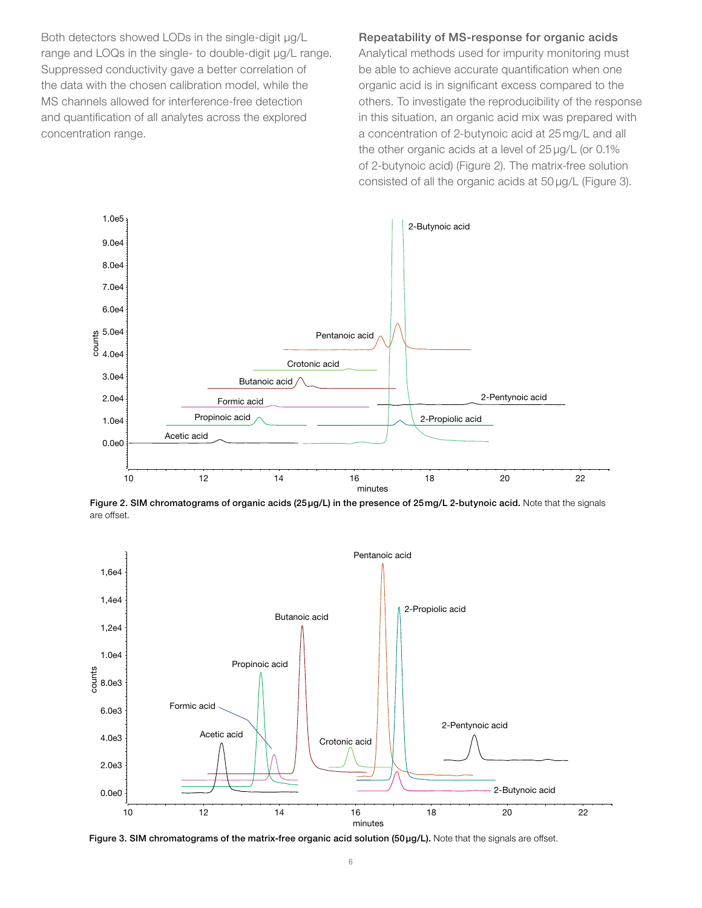Both detectors showed LODs in the single-digit µg/L range and LOQs in the single- to double-digit µg/L range. Suppressed conductivity gave a better correlation of the data with the chosen calibration model, while the MS channels allowed for interference-free detection and quantification of all analytes across the explored concentration range.

### Repeatability of MS-response for organic acids

Analytical methods used for impurity monitoring must be able to achieve accurate quantification when one organic acid is in significant excess compared to the others. To investigate the reproducibility of the response in this situation, an organic acid mix was prepared with a concentration of 2-butynoic acid at 25 mg/L and all the other organic acids at a level of 25 µg/L (or 0.1% of 2-butynoic acid) (Figure 2). The matrix-free solution consisted of all the organic acids at 50 µg/L (Figure 3).

**Figure 2. SIM chromatograms of organic acids (25 µg/L) in the presence of 25 mg/L 2-butynoic acid.** Note that the signals are offset.

**Figure 3. SIM chromatograms of the matrix-free organic acid solution (50 µg/L).** Note that the signals are offset.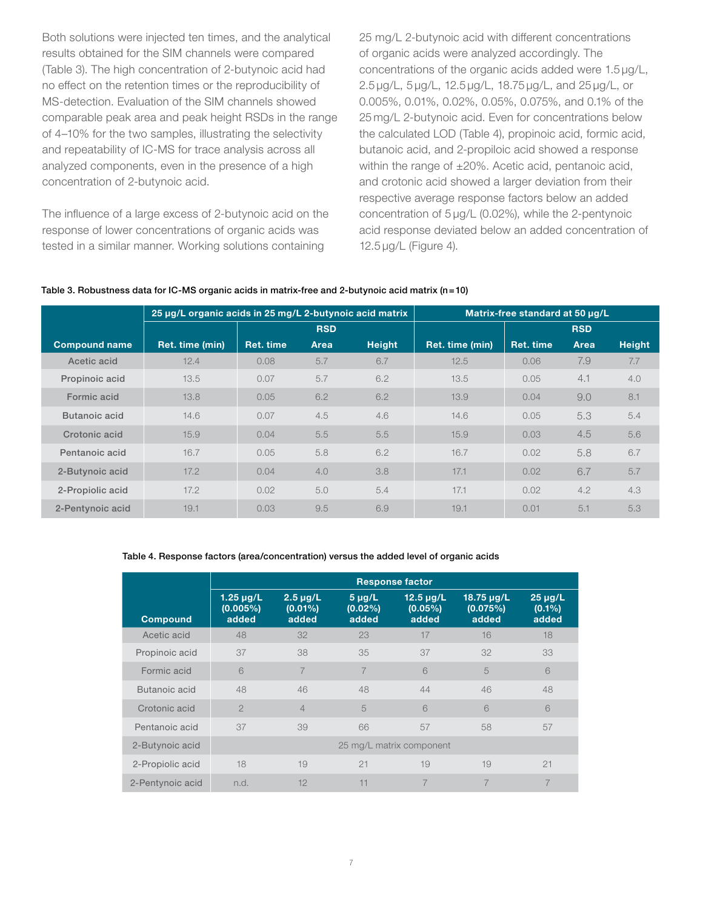Both solutions were injected ten times, and the analytical results obtained for the SIM channels were compared (Table 3). The high concentration of 2-butynoic acid had no effect on the retention times or the reproducibility of MS-detection. Evaluation of the SIM channels showed comparable peak area and peak height RSDs in the range of 4–10% for the two samples, illustrating the selectivity and repeatability of IC-MS for trace analysis across all analyzed components, even in the presence of a high concentration of 2-butynoic acid.

The influence of a large excess of 2-butynoic acid on the response of lower concentrations of organic acids was tested in a similar manner. Working solutions containing 25 mg/L 2-butynoic acid with different concentrations of organic acids were analyzed accordingly. The concentrations of the organic acids added were 1.5 µg/L, 2.5 µg/L, 5 µg/L, 12.5 µg/L, 18.75 µg/L, and 25 µg/L, or 0.005%, 0.01%, 0.02%, 0.05%, 0.075%, and 0.1% of the 25 mg/L 2-butynoic acid. Even for concentrations below the calculated LOD (Table 4), propinoic acid, formic acid, butanoic acid, and 2-propiloic acid showed a response within the range of ±20%. Acetic acid, pentanoic acid, and crotonic acid showed a larger deviation from their respective average response factors below an added concentration of 5 µg/L (0.02%), while the 2-pentynoic acid response deviated below an added concentration of 12.5 µg/L (Figure 4).

**Table 3. Robustness data for IC-MS organic acids in matrix-free and 2-butynoic acid matrix (n = 10)**

| | 25 µg/L organic acids in 25 mg/L 2-butynoic acid matrix | | | | Matrix-free standard at 50 µg/L | | | |
|---|---|---|---|---|---|---|---|---|
| | | RSD | | | | RSD | | |
| **Compound name** | **Ret. time (min)** | **Ret. time** | **Area** | **Height** | **Ret. time (min)** | **Ret. time** | **Area** | **Height** |
| Acetic acid | 12.4 | 0.08 | 5.7 | 6.7 | 12.5 | 0.06 | 7.9 | 7.7 |
| Propinoic acid | 13.5 | 0.07 | 5.7 | 6.2 | 13.5 | 0.05 | 4.1 | 4.0 |
| Formic acid | 13.8 | 0.05 | 6.2 | 6.2 | 13.9 | 0.04 | 9.0 | 8.1 |
| Butanoic acid | 14.6 | 0.07 | 4.5 | 4.6 | 14.6 | 0.05 | 5.3 | 5.4 |
| Crotonic acid | 15.9 | 0.04 | 5.5 | 5.5 | 15.9 | 0.03 | 4.5 | 5.6 |
| Pentanoic acid | 16.7 | 0.05 | 5.8 | 6.2 | 16.7 | 0.02 | 5.8 | 6.7 |
| 2-Butynoic acid | 17.2 | 0.04 | 4.0 | 3.8 | 17.1 | 0.02 | 6.7 | 5.7 |
| 2-Propiolic acid | 17.2 | 0.02 | 5.0 | 5.4 | 17.1 | 0.02 | 4.2 | 4.3 |
| 2-Pentynoic acid | 19.1 | 0.03 | 9.5 | 6.9 | 19.1 | 0.01 | 5.1 | 5.3 |

**Table 4. Response factors (area/concentration) versus the added level of organic acids**

| | Response factor | | | | | |
|---|---|---|---|---|---|---|
| **Compound** | **1.25 µg/L (0.005%) added** | **2.5 µg/L (0.01%) added** | **5 µg/L (0.02%) added** | **12.5 µg/L (0.05%) added** | **18.75 µg/L (0.075%) added** | **25 µg/L (0.1%) added** |
| Acetic acid | 48 | 32 | 23 | 17 | 16 | 18 |
| Propinoic acid | 37 | 38 | 35 | 37 | 32 | 33 |
| Formic acid | 6 | 7 | 7 | 6 | 5 | 6 |
| Butanoic acid | 48 | 46 | 48 | 44 | 46 | 48 |
| Crotonic acid | 2 | 4 | 5 | 6 | 6 | 6 |
| Pentanoic acid | 37 | 39 | 66 | 57 | 58 | 57 |
| 2-Butynoic acid | 25 mg/L matrix component | | | | | |
| 2-Propiolic acid | 18 | 19 | 21 | 19 | 19 | 21 |
| 2-Pentynoic acid | n.d. | 12 | 11 | 7 | 7 | 7 |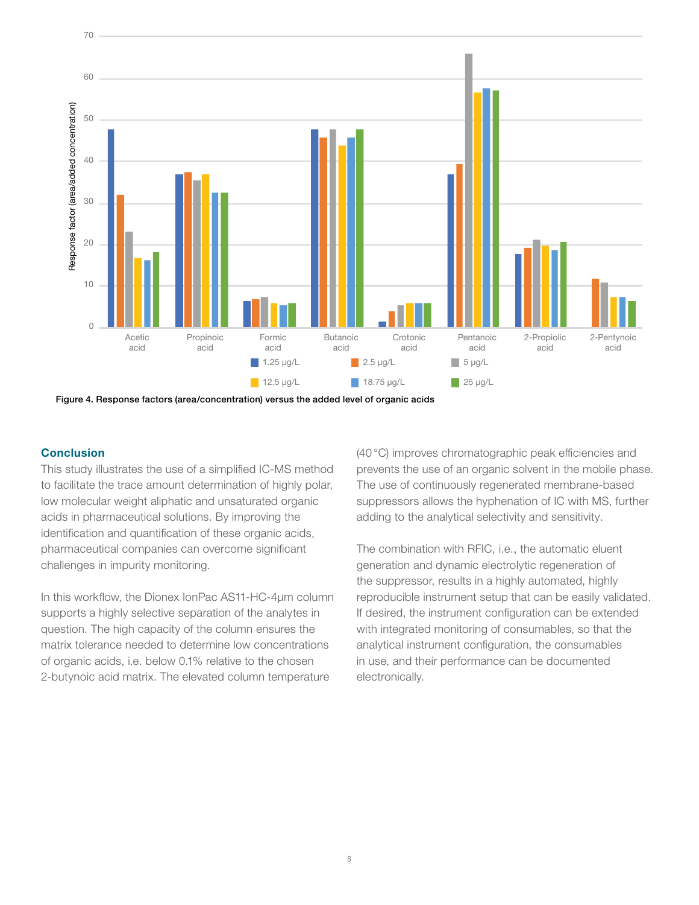Figure 4. Response factors (area/concentration) versus the added level of organic acids

## Conclusion

This study illustrates the use of a simplified IC-MS method to facilitate the trace amount determination of highly polar, low molecular weight aliphatic and unsaturated organic acids in pharmaceutical solutions. By improving the identification and quantification of these organic acids, pharmaceutical companies can overcome significant challenges in impurity monitoring.

In this workflow, the Dionex IonPac AS11-HC-4µm column supports a highly selective separation of the analytes in question. The high capacity of the column ensures the matrix tolerance needed to determine low concentrations of organic acids, i.e. below 0.1% relative to the chosen 2-butynoic acid matrix. The elevated column temperature (40 °C) improves chromatographic peak efficiencies and prevents the use of an organic solvent in the mobile phase. The use of continuously regenerated membrane-based suppressors allows the hyphenation of IC with MS, further adding to the analytical selectivity and sensitivity.

The combination with RFIC, i.e., the automatic eluent generation and dynamic electrolytic regeneration of the suppressor, results in a highly automated, highly reproducible instrument setup that can be easily validated. If desired, the instrument configuration can be extended with integrated monitoring of consumables, so that the analytical instrument configuration, the consumables in use, and their performance can be documented electronically.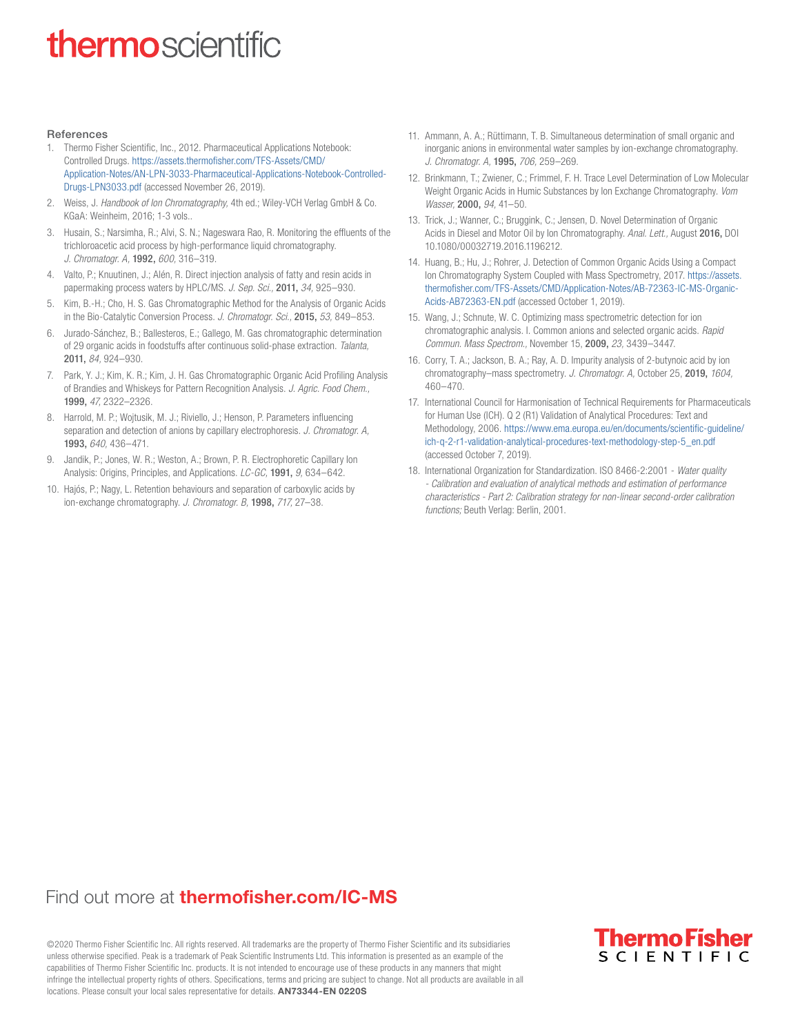## References

1. Thermo Fisher Scientific, Inc., 2012. Pharmaceutical Applications Notebook: Controlled Drugs. https://assets.thermofisher.com/TFS-Assets/CMD/Application-Notes/AN-LPN-3033-Pharmaceutical-Applications-Notebook-Controlled-Drugs-LPN3033.pdf (accessed November 26, 2019).
2. Weiss, J. *Handbook of Ion Chromatography,* 4th ed.; Wiley-VCH Verlag GmbH & Co. KGaA: Weinheim, 2016; 1-3 vols..
3. Husain, S.; Narsimha, R.; Alvi, S. N.; Nageswara Rao, R. Monitoring the effluents of the trichloroacetic acid process by high-performance liquid chromatography. *J. Chromatogr. A,* **1992,** *600,* 316–319.
4. Valto, P.; Knuutinen, J.; Alén, R. Direct injection analysis of fatty and resin acids in papermaking process waters by HPLC/MS. *J. Sep. Sci.,* **2011,** *34,* 925–930.
5. Kim, B.-H.; Cho, H. S. Gas Chromatographic Method for the Analysis of Organic Acids in the Bio-Catalytic Conversion Process. *J. Chromatogr. Sci.,* **2015,** *53,* 849–853.
6. Jurado-Sánchez, B.; Ballesteros, E.; Gallego, M. Gas chromatographic determination of 29 organic acids in foodstuffs after continuous solid-phase extraction. *Talanta,* **2011,** *84,* 924–930.
7. Park, Y. J.; Kim, K. R.; Kim, J. H. Gas Chromatographic Organic Acid Profiling Analysis of Brandies and Whiskeys for Pattern Recognition Analysis. *J. Agric. Food Chem.,* **1999,** *47,* 2322–2326.
8. Harrold, M. P.; Wojtusik, M. J.; Riviello, J.; Henson, P. Parameters influencing separation and detection of anions by capillary electrophoresis. *J. Chromatogr. A,* **1993,** *640,* 436–471.
9. Jandik, P.; Jones, W. R.; Weston, A.; Brown, P. R. Electrophoretic Capillary Ion Analysis: Origins, Principles, and Applications. *LC-GC,* **1991,** *9,* 634–642.
10. Hajós, P.; Nagy, L. Retention behaviours and separation of carboxylic acids by ion-exchange chromatography. *J. Chromatogr. B,* **1998,** *717,* 27–38.
11. Ammann, A. A.; Rüttimann, T. B. Simultaneous determination of small organic and inorganic anions in environmental water samples by ion-exchange chromatography. *J. Chromatogr. A,* **1995,** *706,* 259–269.
12. Brinkmann, T.; Zwiener, C.; Frimmel, F. H. Trace Level Determination of Low Molecular Weight Organic Acids in Humic Substances by Ion Exchange Chromatography. *Vom Wasser,* **2000,** *94,* 41–50.
13. Trick, J.; Wanner, C.; Bruggink, C.; Jensen, D. Novel Determination of Organic Acids in Diesel and Motor Oil by Ion Chromatography. *Anal. Lett.,* August **2016,** DOI 10.1080/00032719.2016.1196212.
14. Huang, B.; Hu, J.; Rohrer, J. Detection of Common Organic Acids Using a Compact Ion Chromatography System Coupled with Mass Spectrometry, 2017. https://assets.thermofisher.com/TFS-Assets/CMD/Application-Notes/AB-72363-IC-MS-Organic-Acids-AB72363-EN.pdf (accessed October 1, 2019).
15. Wang, J.; Schnute, W. C. Optimizing mass spectrometric detection for ion chromatographic analysis. I. Common anions and selected organic acids. *Rapid Commun. Mass Spectrom.,* November 15, **2009,** *23,* 3439–3447.
16. Corry, T. A.; Jackson, B. A.; Ray, A. D. Impurity analysis of 2-butynoic acid by ion chromatography–mass spectrometry. *J. Chromatogr. A,* October 25, **2019,** *1604,* 460–470.
17. International Council for Harmonisation of Technical Requirements for Pharmaceuticals for Human Use (ICH). Q 2 (R1) Validation of Analytical Procedures: Text and Methodology, 2006. https://www.ema.europa.eu/en/documents/scientific-guideline/ich-q-2-r1-validation-analytical-procedures-text-methodology-step-5_en.pdf (accessed October 7, 2019).
18. International Organization for Standardization. ISO 8466-2:2001 - *Water quality - Calibration and evaluation of analytical methods and estimation of performance characteristics - Part 2: Calibration strategy for non-linear second-order calibration functions;* Beuth Verlag: Berlin, 2001.

Find out more at **thermofisher.com/IC-MS**

©2020 Thermo Fisher Scientific Inc. All rights reserved. All trademarks are the property of Thermo Fisher Scientific and its subsidiaries unless otherwise specified. Peak is a trademark of Peak Scientific Instruments Ltd. This information is presented as an example of the capabilities of Thermo Fisher Scientific Inc. products. It is not intended to encourage use of these products in any manners that might infringe the intellectual property rights of others. Specifications, terms and pricing are subject to change. Not all products are available in all locations. Please consult your local sales representative for details. **AN73344-EN 0220S**